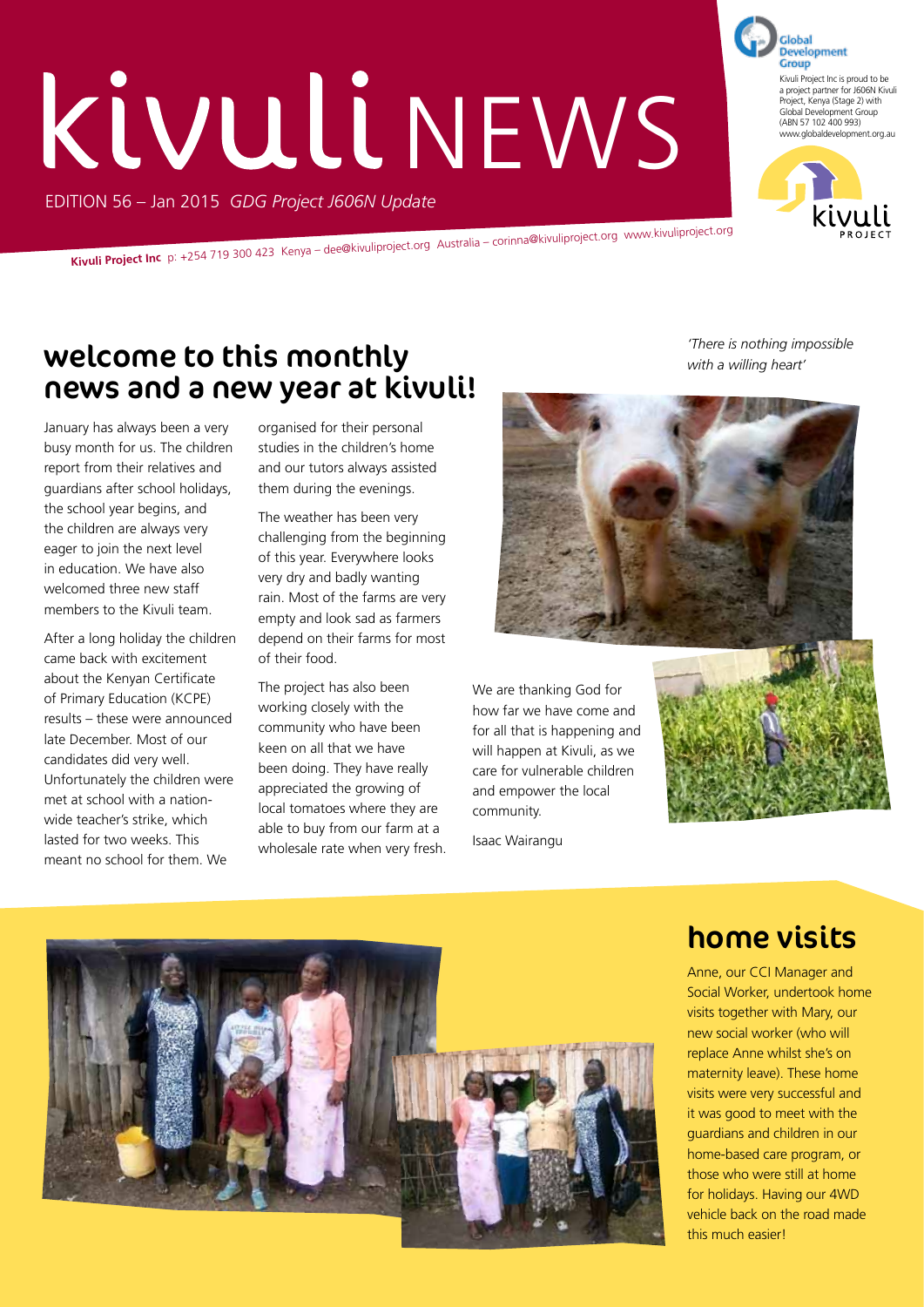# kivuli NEWS

EDITION 56 – Jan 2015 *GDG Project J606N Update*

Global Development Group

Kivuli Project Inc is proud to be a project partner for J606N Kivuli Project, Kenya (Stage 2) with Global Development Group (ABN 57 102 400 993) www.globaldevelopment.org.au

kivuli PROJECT

**Kivuli Project Inc** p: +254 719 300 423 Kenya – dee@kivuliproject.org Australia – corinna@kivuliproject.org www.kivuliproject.org

## welcome to this monthly news and a new year at kivuli!

*'There is nothing impossible with a willing heart'*

January has always been a very busy month for us. The children report from their relatives and guardians after school holidays, the school year begins, and the children are always very eager to join the next level in education. We have also welcomed three new staff members to the Kivuli team.

After a long holiday the children came back with excitement about the Kenyan Certificate of Primary Education (KCPE) results – these were announced late December. Most of our candidates did very well. Unfortunately the children were met at school with a nation-wide teacher's strike, which lasted for two weeks. This meant no school for them. We organised for their personal studies in the children's home and our tutors always assisted them during the evenings.

The weather has been very challenging from the beginning of this year. Everywhere looks very dry and badly wanting rain. Most of the farms are very empty and look sad as farmers depend on their farms for most of their food.

The project has also been working closely with the community who have been keen on all that we have been doing. They have really appreciated the growing of local tomatoes where they are able to buy from our farm at a wholesale rate when very fresh.

We are thanking God for how far we have come and for all that is happening and will happen at Kivuli, as we care for vulnerable children and empower the local community.

Isaac Wairangu

## home visits

Anne, our CCI Manager and Social Worker, undertook home visits together with Mary, our new social worker (who will replace Anne whilst she's on maternity leave). These home visits were very successful and it was good to meet with the guardians and children in our home-based care program, or those who were still at home for holidays. Having our 4WD vehicle back on the road made this much easier!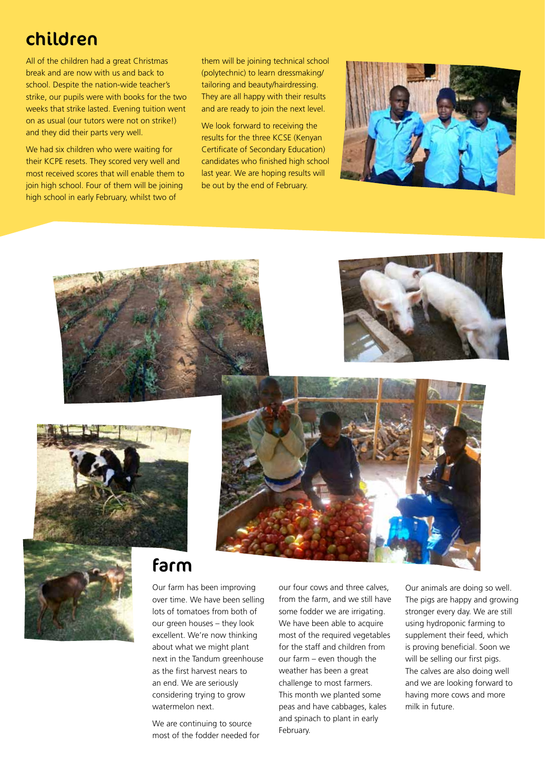## children

All of the children had a great Christmas break and are now with us and back to school. Despite the nation-wide teacher's strike, our pupils were with books for the two weeks that strike lasted. Evening tuition went on as usual (our tutors were not on strike!) and they did their parts very well.

We had six children who were waiting for their KCPE resets. They scored very well and most received scores that will enable them to join high school. Four of them will be joining high school in early February, whilst two of them will be joining technical school (polytechnic) to learn dressmaking/tailoring and beauty/hairdressing. They are all happy with their results and are ready to join the next level.

We look forward to receiving the results for the three KCSE (Kenyan Certificate of Secondary Education) candidates who finished high school last year. We are hoping results will be out by the end of February.

## farm

Our farm has been improving over time. We have been selling lots of tomatoes from both of our green houses – they look excellent. We're now thinking about what we might plant next in the Tandum greenhouse as the first harvest nears to an end. We are seriously considering trying to grow watermelon next.

We are continuing to source most of the fodder needed for our four cows and three calves, from the farm, and we still have some fodder we are irrigating. We have been able to acquire most of the required vegetables for the staff and children from our farm – even though the weather has been a great challenge to most farmers. This month we planted some peas and have cabbages, kales and spinach to plant in early February.

Our animals are doing so well. The pigs are happy and growing stronger every day. We are still using hydroponic farming to supplement their feed, which is proving beneficial. Soon we will be selling our first pigs. The calves are also doing well and we are looking forward to having more cows and more milk in future.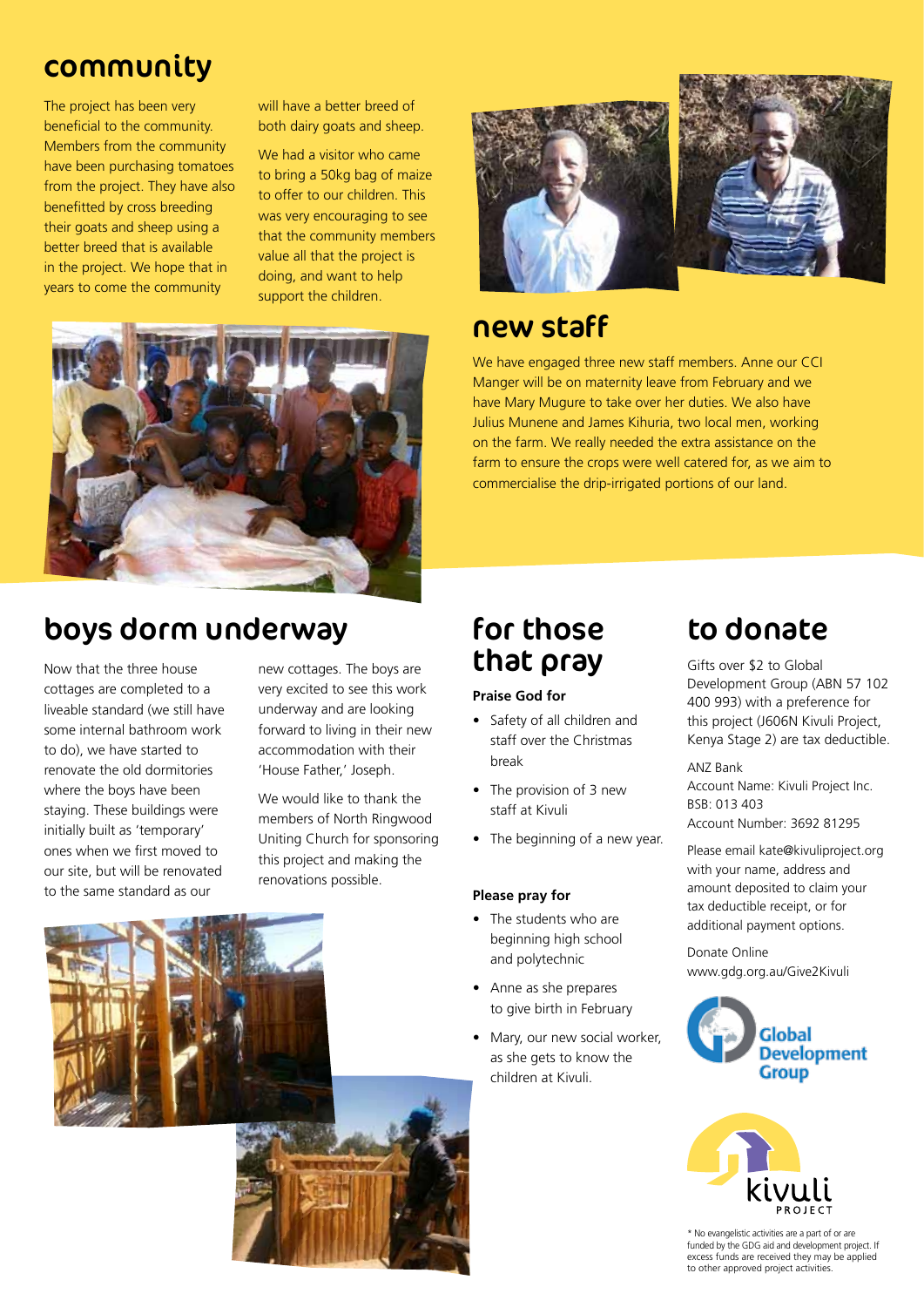## community

The project has been very beneficial to the community. Members from the community have been purchasing tomatoes from the project. They have also benefitted by cross breeding their goats and sheep using a better breed that is available in the project. We hope that in years to come the community will have a better breed of both dairy goats and sheep.

We had a visitor who came to bring a 50kg bag of maize to offer to our children. This was very encouraging to see that the community members value all that the project is doing, and want to help support the children.

## new staff

We have engaged three new staff members. Anne our CCI Manger will be on maternity leave from February and we have Mary Mugure to take over her duties. We also have Julius Munene and James Kihuria, two local men, working on the farm. We really needed the extra assistance on the farm to ensure the crops were well catered for, as we aim to commercialise the drip-irrigated portions of our land.

## boys dorm underway

Now that the three house cottages are completed to a liveable standard (we still have some internal bathroom work to do), we have started to renovate the old dormitories where the boys have been staying. These buildings were initially built as 'temporary' ones when we first moved to our site, but will be renovated to the same standard as our new cottages. The boys are very excited to see this work underway and are looking forward to living in their new accommodation with their 'House Father,' Joseph.

We would like to thank the members of North Ringwood Uniting Church for sponsoring this project and making the renovations possible.

## for those that pray

**Praise God for**

- Safety of all children and staff over the Christmas break
- The provision of 3 new staff at Kivuli
- The beginning of a new year.

**Please pray for**

- The students who are beginning high school and polytechnic
- Anne as she prepares to give birth in February
- Mary, our new social worker, as she gets to know the children at Kivuli.

## to donate

Gifts over $2 to Global Development Group (ABN 57 102 400 993) with a preference for this project (J606N Kivuli Project, Kenya Stage 2) are tax deductible.

ANZ Bank
Account Name: Kivuli Project Inc.
BSB: 013 403
Account Number: 3692 81295

Please email kate@kivuliproject.org with your name, address and amount deposited to claim your tax deductible receipt, or for additional payment options.

Donate Online
www.gdg.org.au/Give2Kivuli

Global Development Group

kivuli PROJECT

* No evangelistic activities are a part of or are funded by the GDG aid and development project. If excess funds are received they may be applied to other approved project activities.